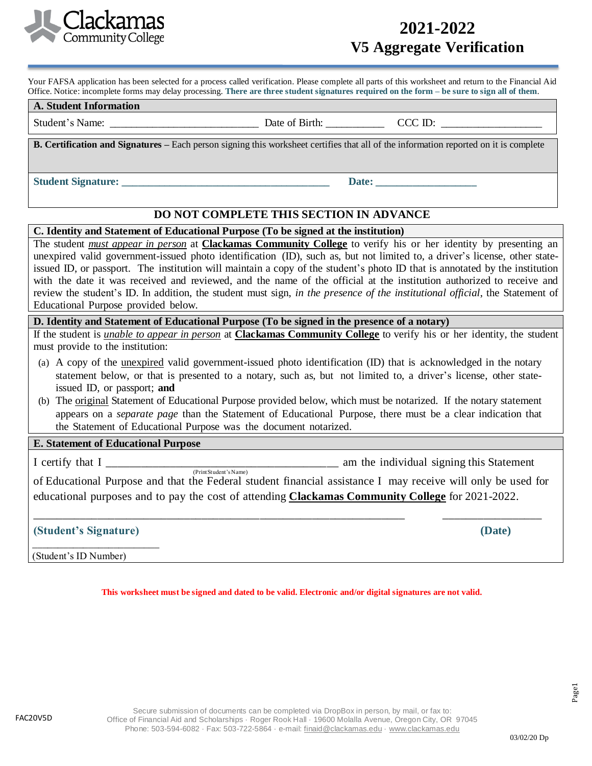Clackamas Community College

# 2021-2022 V5 Aggregate Verification

Your FAFSA application has been selected for a process called verification. Please complete all parts of this worksheet and return to the Financial Aid Office. Notice: incomplete forms may delay processing. **There are three student signatures required on the form – be sure to sign all of them**.

## A. Student Information

Student's Name: ___________________________ Date of Birth: ___________ CCC ID: __________________

## B. Certification and Signatures

**B. Certification and Signatures –** Each person signing this worksheet certifies that all of the information reported on it is complete

**Student Signature: _____________________________________ Date: __________________**

**DO NOT COMPLETE THIS SECTION IN ADVANCE**

## C. Identity and Statement of Educational Purpose (To be signed at the institution)

The student *must appear in person* at **Clackamas Community College** to verify his or her identity by presenting an unexpired valid government-issued photo identification (ID), such as, but not limited to, a driver's license, other state-issued ID, or passport. The institution will maintain a copy of the student's photo ID that is annotated by the institution with the date it was received and reviewed, and the name of the official at the institution authorized to receive and review the student's ID. In addition, the student must sign, *in the presence of the institutional official*, the Statement of Educational Purpose provided below.

## D. Identity and Statement of Educational Purpose (To be signed in the presence of a notary)

If the student is *unable to appear in person* at **Clackamas Community College** to verify his or her identity, the student must provide to the institution:

(a) A copy of the unexpired valid government-issued photo identification (ID) that is acknowledged in the notary statement below, or that is presented to a notary, such as, but not limited to, a driver's license, other state-issued ID, or passport; **and**

(b) The original Statement of Educational Purpose provided below, which must be notarized. If the notary statement appears on a *separate page* than the Statement of Educational Purpose, there must be a clear indication that the Statement of Educational Purpose was the document notarized.

## E. Statement of Educational Purpose

I certify that I ________________________________________ am the individual signing this Statement
(Print Student's Name)
of Educational Purpose and that the Federal student financial assistance I may receive will only be used for educational purposes and to pay the cost of attending **Clackamas Community College** for 2021-2022.

_____________________________________________________________ __________________

**(Student's Signature)** **(Date)**

_______________________
(Student's ID Number)

**This worksheet must be signed and dated to be valid. Electronic and/or digital signatures are not valid.**

FAC20V5D

Secure submission of documents can be completed via DropBox in person, by mail, or fax to:
Office of Financial Aid and Scholarships · Roger Rook Hall · 19600 Molalla Avenue, Oregon City, OR 97045
Phone: 503-594-6082 · Fax: 503-722-5864 · e-mail: finaid@clackamas.edu · www.clackamas.edu

03/02/20 Dp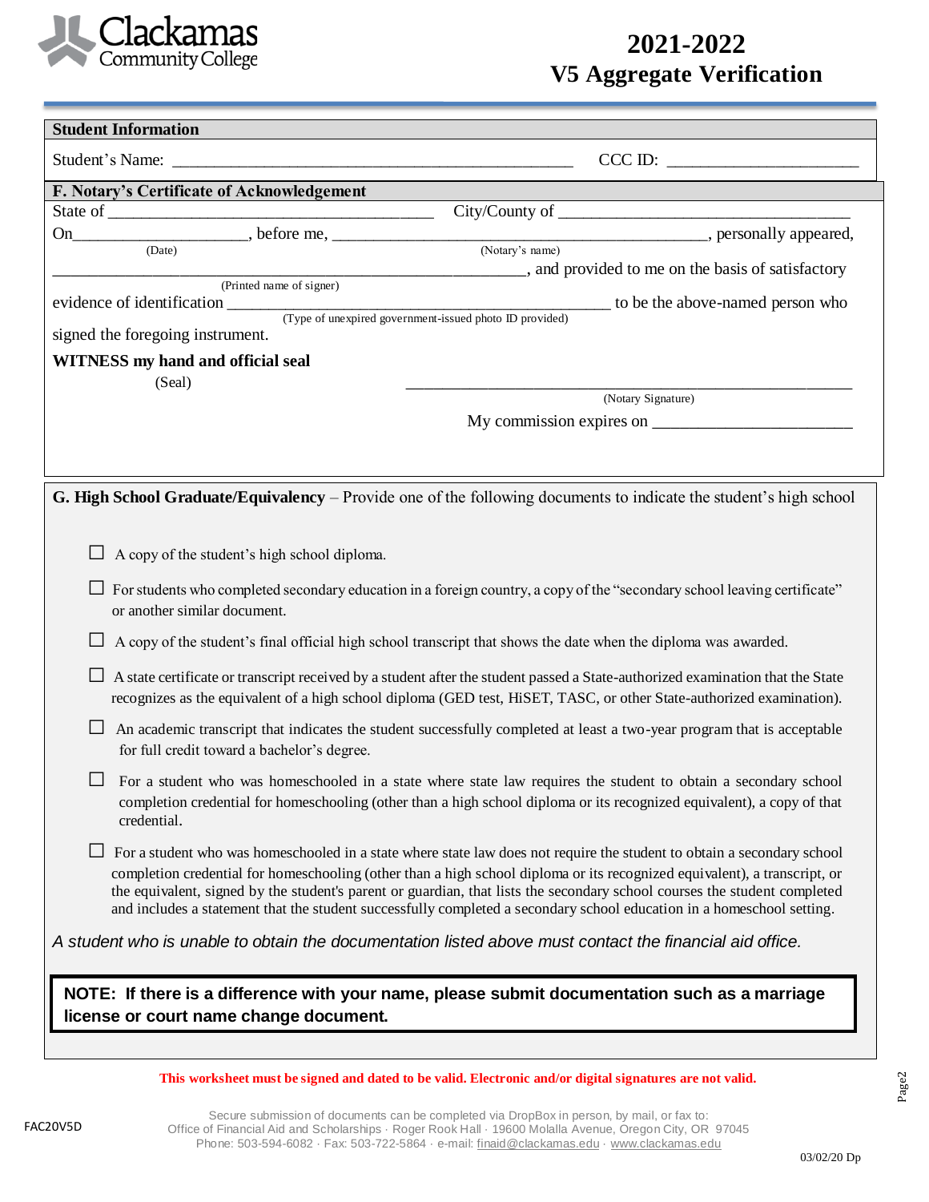# 2021-2022 V5 Aggregate Verification

## Student Information

Student's Name: ____________________________________________ CCC ID: ______________________

## F. Notary's Certificate of Acknowledgement

State of ______________________________________ City/County of _________________________________

On____________________, before me, ______________________________________________, personally appeared,
(Date) (Notary's name)

____________________________________________________, and provided to me on the basis of satisfactory
(Printed name of signer)

evidence of identification ____________________________________________ to be the above-named person who
(Type of unexpired government-issued photo ID provided)

signed the foregoing instrument.

**WITNESS my hand and official seal**

(Seal)

______________________________________________
(Notary Signature)

My commission expires on _______________________

## G. High School Graduate/Equivalency

**G. High School Graduate/Equivalency** – Provide one of the following documents to indicate the student's high school

- ☐ A copy of the student's high school diploma.
- ☐ For students who completed secondary education in a foreign country, a copy of the "secondary school leaving certificate" or another similar document.
- ☐ A copy of the student's final official high school transcript that shows the date when the diploma was awarded.
- ☐ A state certificate or transcript received by a student after the student passed a State-authorized examination that the State recognizes as the equivalent of a high school diploma (GED test, HiSET, TASC, or other State-authorized examination).
- ☐ An academic transcript that indicates the student successfully completed at least a two-year program that is acceptable for full credit toward a bachelor's degree.
- ☐ For a student who was homeschooled in a state where state law requires the student to obtain a secondary school completion credential for homeschooling (other than a high school diploma or its recognized equivalent), a copy of that credential.
- ☐ For a student who was homeschooled in a state where state law does not require the student to obtain a secondary school completion credential for homeschooling (other than a high school diploma or its recognized equivalent), a transcript, or the equivalent, signed by the student's parent or guardian, that lists the secondary school courses the student completed and includes a statement that the student successfully completed a secondary school education in a homeschool setting.

*A student who is unable to obtain the documentation listed above must contact the financial aid office.*

**NOTE: If there is a difference with your name, please submit documentation such as a marriage license or court name change document.**

**This worksheet must be signed and dated to be valid. Electronic and/or digital signatures are not valid.**

Secure submission of documents can be completed via DropBox in person, by mail, or fax to:
Office of Financial Aid and Scholarships · Roger Rook Hall · 19600 Molalla Avenue, Oregon City, OR 97045
Phone: 503-594-6082 · Fax: 503-722-5864 · e-mail: finaid@clackamas.edu · www.clackamas.edu

FAC20V5D

03/02/20 Dp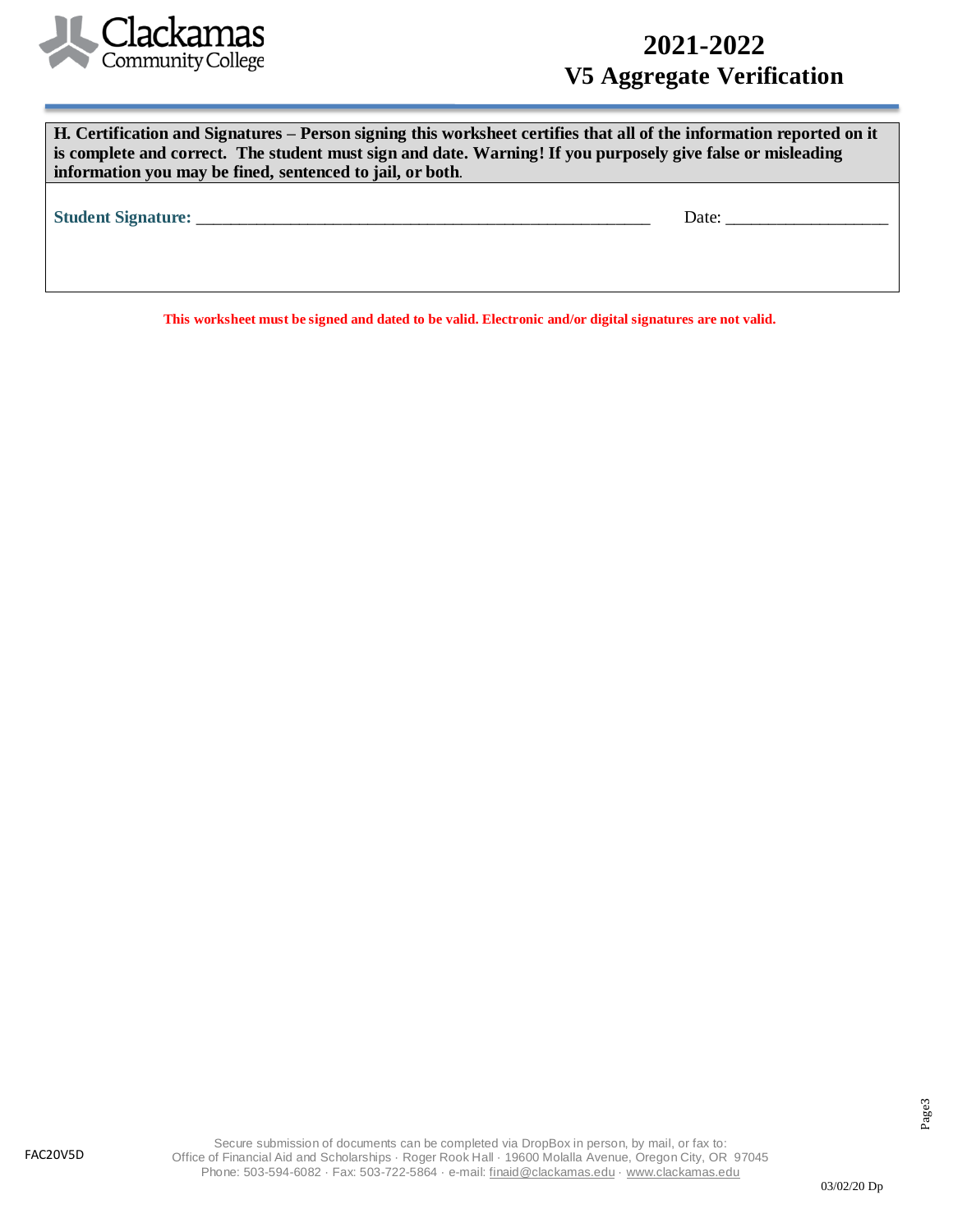**H. Certification and Signatures – Person signing this worksheet certifies that all of the information reported on it is complete and correct. The student must sign and date. Warning! If you purposely give false or misleading information you may be fined, sentenced to jail, or both**.

**Student Signature:** _______________________________________________ Date: _________________

**This worksheet must be signed and dated to be valid. Electronic and/or digital signatures are not valid.**

FAC20V5D

Secure submission of documents can be completed via DropBox in person, by mail, or fax to:
Office of Financial Aid and Scholarships · Roger Rook Hall · 19600 Molalla Avenue, Oregon City, OR 97045
Phone: 503-594-6082 · Fax: 503-722-5864 · e-mail: finaid@clackamas.edu · www.clackamas.edu

03/02/20 Dp